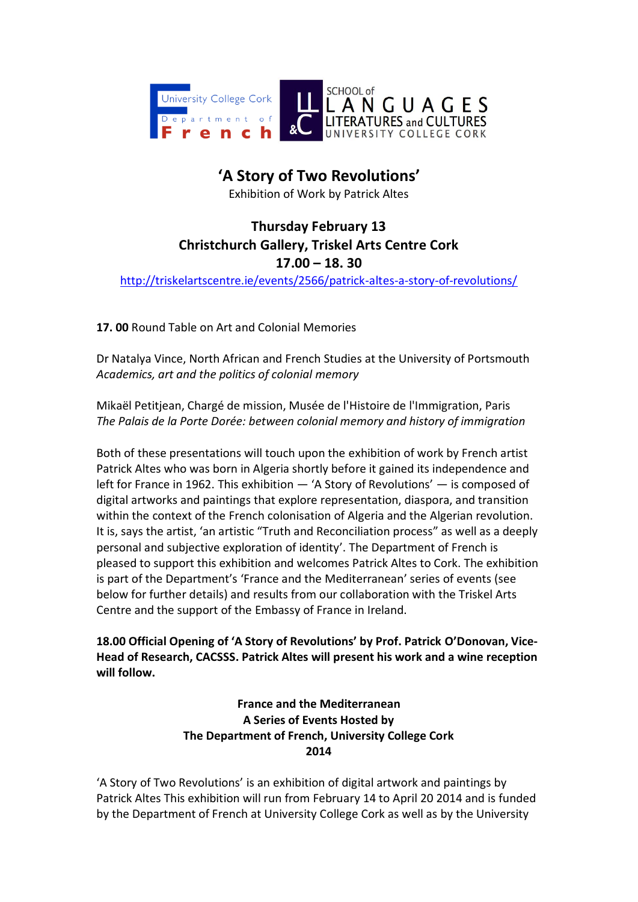University College Cork
Department of French

SCHOOL of LANGUAGES LITERATURES and CULTURES UNIVERSITY COLLEGE CORK

# 'A Story of Two Revolutions'

Exhibition of Work by Patrick Altes

**Thursday February 13**
**Christchurch Gallery, Triskel Arts Centre Cork**
**17.00 – 18. 30**

http://triskelartscentre.ie/events/2566/patrick-altes-a-story-of-revolutions/

**17. 00** Round Table on Art and Colonial Memories

Dr Natalya Vince, North African and French Studies at the University of Portsmouth
*Academics, art and the politics of colonial memory*

Mikaël Petitjean, Chargé de mission, Musée de l'Histoire de l'Immigration, Paris
*The Palais de la Porte Dorée: between colonial memory and history of immigration*

Both of these presentations will touch upon the exhibition of work by French artist Patrick Altes who was born in Algeria shortly before it gained its independence and left for France in 1962. This exhibition — 'A Story of Revolutions' — is composed of digital artworks and paintings that explore representation, diaspora, and transition within the context of the French colonisation of Algeria and the Algerian revolution. It is, says the artist, 'an artistic "Truth and Reconciliation process" as well as a deeply personal and subjective exploration of identity'. The Department of French is pleased to support this exhibition and welcomes Patrick Altes to Cork. The exhibition is part of the Department's 'France and the Mediterranean' series of events (see below for further details) and results from our collaboration with the Triskel Arts Centre and the support of the Embassy of France in Ireland.

**18.00 Official Opening of 'A Story of Revolutions' by Prof. Patrick O'Donovan, Vice-Head of Research, CACSSS. Patrick Altes will present his work and a wine reception will follow.**

**France and the Mediterranean**
**A Series of Events Hosted by**
**The Department of French, University College Cork**
**2014**

'A Story of Two Revolutions' is an exhibition of digital artwork and paintings by Patrick Altes This exhibition will run from February 14 to April 20 2014 and is funded by the Department of French at University College Cork as well as by the University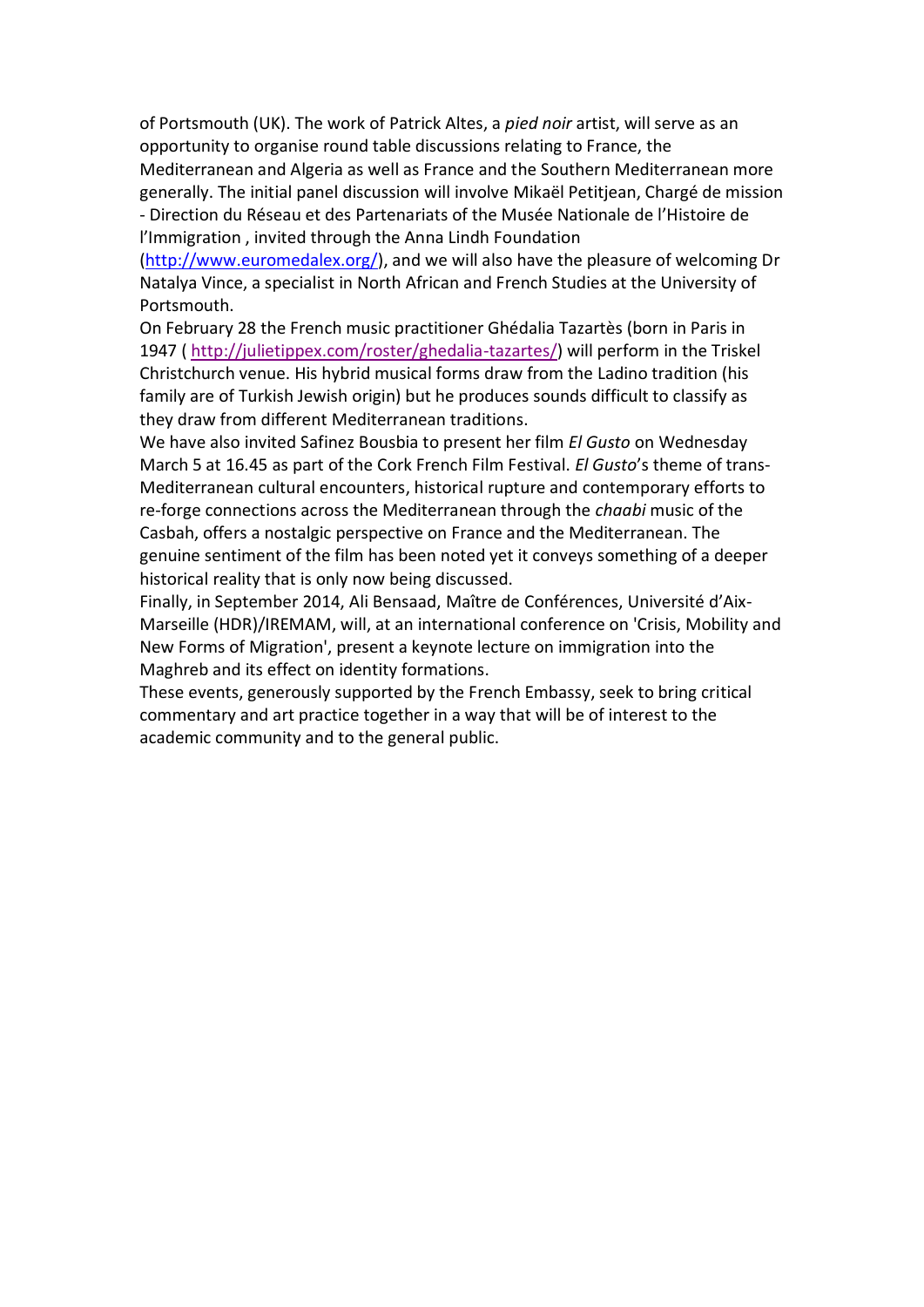of Portsmouth (UK). The work of Patrick Altes, a *pied noir* artist, will serve as an opportunity to organise round table discussions relating to France, the Mediterranean and Algeria as well as France and the Southern Mediterranean more generally. The initial panel discussion will involve Mikaël Petitjean, Chargé de mission - Direction du Réseau et des Partenariats of the Musée Nationale de l'Histoire de l'Immigration , invited through the Anna Lindh Foundation (http://www.euromedalex.org/), and we will also have the pleasure of welcoming Dr Natalya Vince, a specialist in North African and French Studies at the University of Portsmouth.

On February 28 the French music practitioner Ghédalia Tazartès (born in Paris in 1947 ( http://julietippex.com/roster/ghedalia-tazartes/) will perform in the Triskel Christchurch venue. His hybrid musical forms draw from the Ladino tradition (his family are of Turkish Jewish origin) but he produces sounds difficult to classify as they draw from different Mediterranean traditions.

We have also invited Safinez Bousbia to present her film *El Gusto* on Wednesday March 5 at 16.45 as part of the Cork French Film Festival. *El Gusto*'s theme of trans-Mediterranean cultural encounters, historical rupture and contemporary efforts to re-forge connections across the Mediterranean through the *chaabi* music of the Casbah, offers a nostalgic perspective on France and the Mediterranean. The genuine sentiment of the film has been noted yet it conveys something of a deeper historical reality that is only now being discussed.

Finally, in September 2014, Ali Bensaad, Maître de Conférences, Université d'Aix-Marseille (HDR)/IREMAM, will, at an international conference on 'Crisis, Mobility and New Forms of Migration', present a keynote lecture on immigration into the Maghreb and its effect on identity formations.

These events, generously supported by the French Embassy, seek to bring critical commentary and art practice together in a way that will be of interest to the academic community and to the general public.